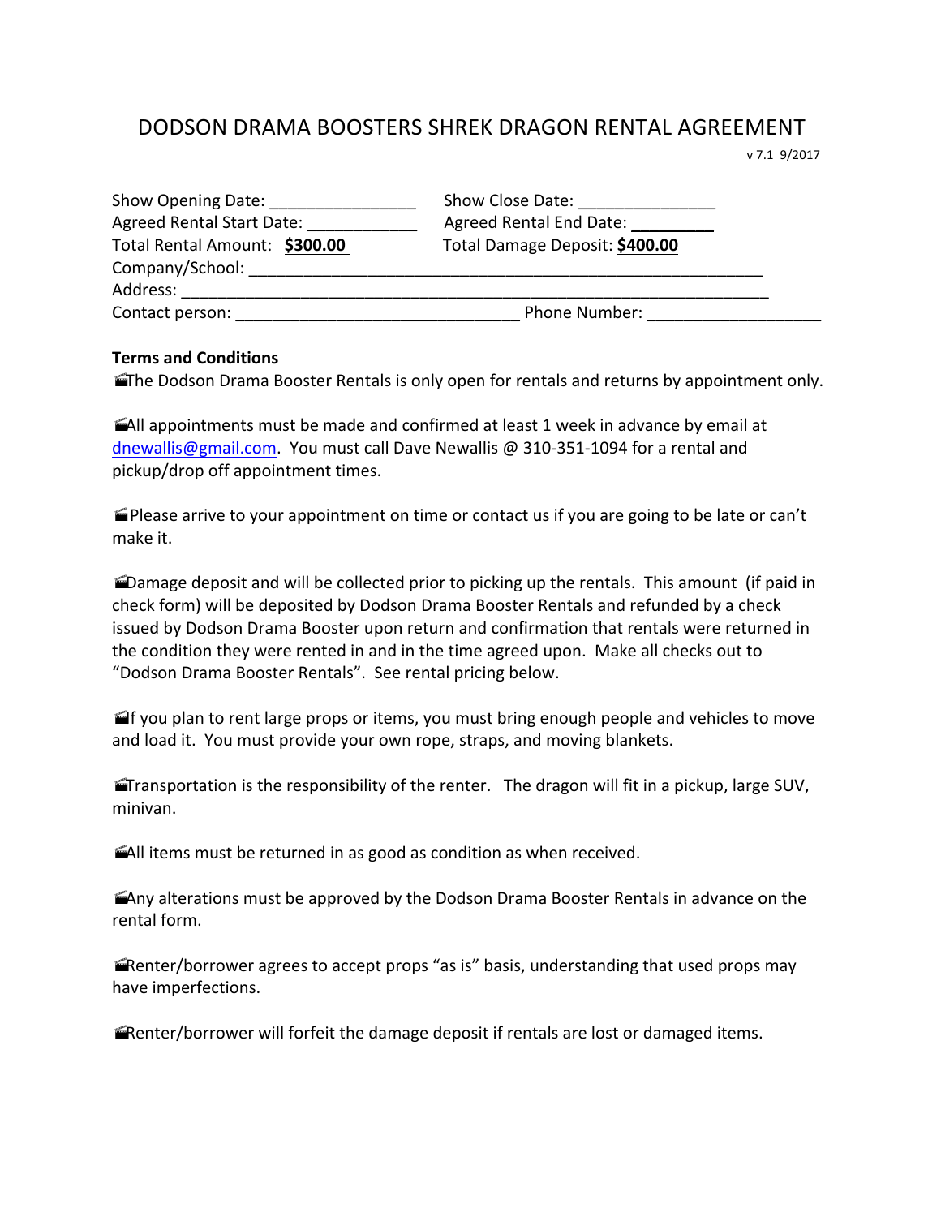# DODSON DRAMA BOOSTERS SHREK DRAGON RENTAL AGREEMENT

v 7.1 9/2017

Show Opening Date: ________________ Show Close Date: _______________

Agreed Rental Start Date: ____________ Agreed Rental End Date: _________

Total Rental Amount: **$300.00** Total Damage Deposit: **$400.00**

Company/School: _______________________________________________________________

Address: ______________________________________________________________________

Contact person: _______________________________ Phone Number: ___________________

**Terms and Conditions**

🎬The Dodson Drama Booster Rentals is only open for rentals and returns by appointment only.

🎬All appointments must be made and confirmed at least 1 week in advance by email at dnewallis@gmail.com. You must call Dave Newallis @ 310-351-1094 for a rental and pickup/drop off appointment times.

🎬Please arrive to your appointment on time or contact us if you are going to be late or can't make it.

🎬Damage deposit and will be collected prior to picking up the rentals. This amount (if paid in check form) will be deposited by Dodson Drama Booster Rentals and refunded by a check issued by Dodson Drama Booster upon return and confirmation that rentals were returned in the condition they were rented in and in the time agreed upon. Make all checks out to "Dodson Drama Booster Rentals". See rental pricing below.

🎬If you plan to rent large props or items, you must bring enough people and vehicles to move and load it. You must provide your own rope, straps, and moving blankets.

🎬Transportation is the responsibility of the renter. The dragon will fit in a pickup, large SUV, minivan.

🎬All items must be returned in as good as condition as when received.

🎬Any alterations must be approved by the Dodson Drama Booster Rentals in advance on the rental form.

🎬Renter/borrower agrees to accept props "as is" basis, understanding that used props may have imperfections.

🎬Renter/borrower will forfeit the damage deposit if rentals are lost or damaged items.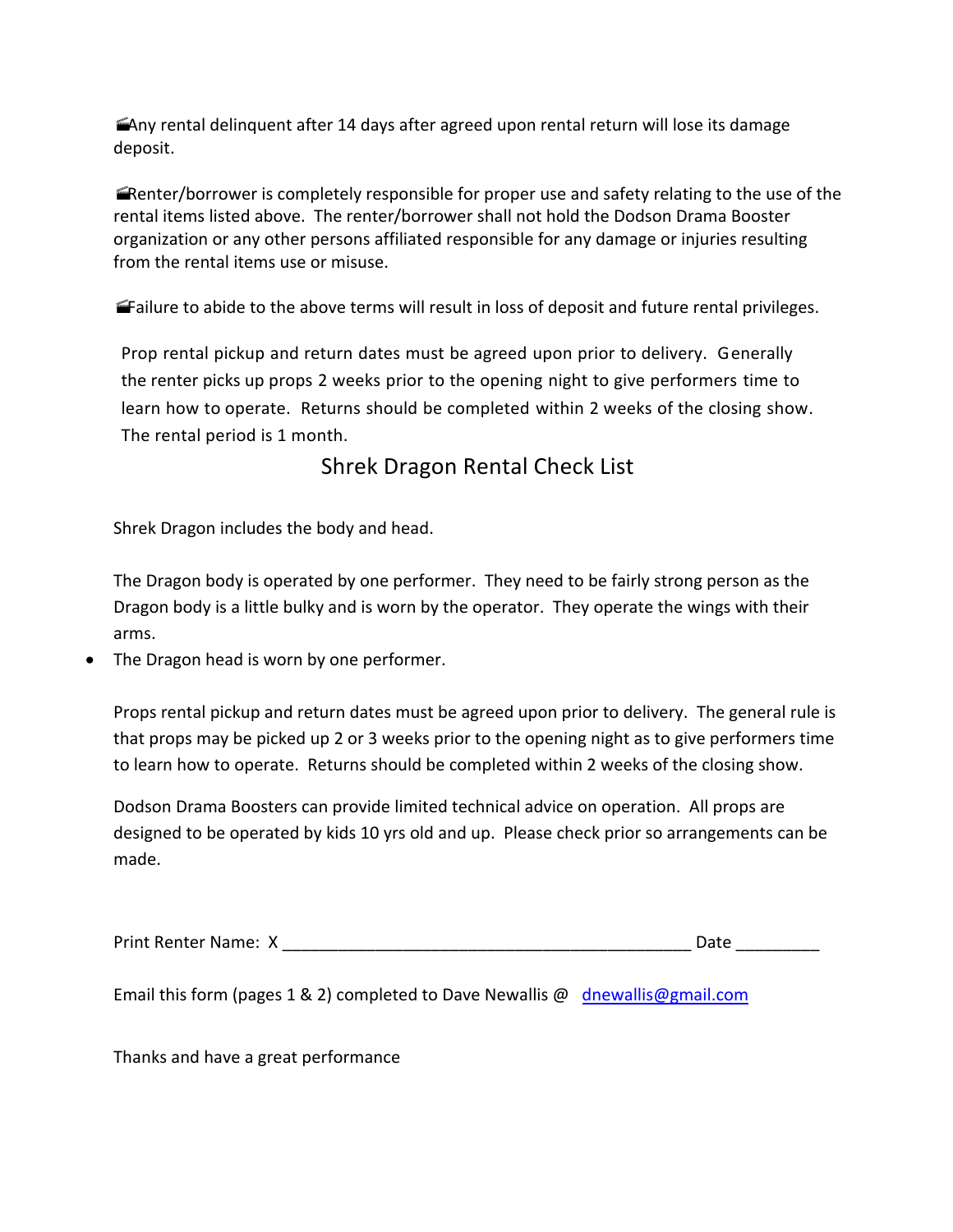🎬Any rental delinquent after 14 days after agreed upon rental return will lose its damage deposit.

🎬Renter/borrower is completely responsible for proper use and safety relating to the use of the rental items listed above. The renter/borrower shall not hold the Dodson Drama Booster organization or any other persons affiliated responsible for any damage or injuries resulting from the rental items use or misuse.

🎬Failure to abide to the above terms will result in loss of deposit and future rental privileges.

Prop rental pickup and return dates must be agreed upon prior to delivery. Generally the renter picks up props 2 weeks prior to the opening night to give performers time to learn how to operate. Returns should be completed within 2 weeks of the closing show. The rental period is 1 month.

## Shrek Dragon Rental Check List

Shrek Dragon includes the body and head.

The Dragon body is operated by one performer. They need to be fairly strong person as the Dragon body is a little bulky and is worn by the operator. They operate the wings with their arms.

- The Dragon head is worn by one performer.

Props rental pickup and return dates must be agreed upon prior to delivery. The general rule is that props may be picked up 2 or 3 weeks prior to the opening night as to give performers time to learn how to operate. Returns should be completed within 2 weeks of the closing show.

Dodson Drama Boosters can provide limited technical advice on operation. All props are designed to be operated by kids 10 yrs old and up. Please check prior so arrangements can be made.

Print Renter Name: X _____________________________________________ Date _________

Email this form (pages 1 & 2) completed to Dave Newallis @ [dnewallis@gmail.com](mailto:dnewallis@gmail.com)

Thanks and have a great performance